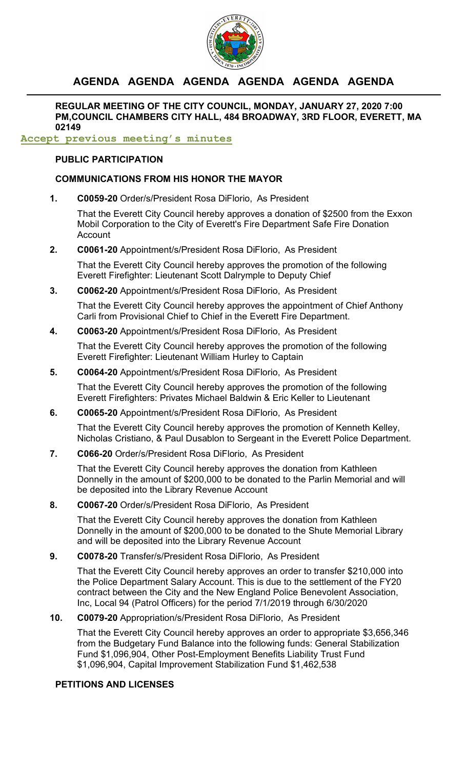# AGENDA AGENDA AGENDA AGENDA AGENDA AGENDA

**REGULAR MEETING OF THE CITY COUNCIL, MONDAY, JANUARY 27, 2020 7:00 PM,COUNCIL CHAMBERS CITY HALL, 484 BROADWAY, 3RD FLOOR, EVERETT, MA 02149**

**Accept previous meeting's minutes**

## PUBLIC PARTICIPATION

## COMMUNICATIONS FROM HIS HONOR THE MAYOR

1. **C0059-20** Order/s/President Rosa DiFlorio, As President

   That the Everett City Council hereby approves a donation of $2500 from the Exxon Mobil Corporation to the City of Everett's Fire Department Safe Fire Donation Account

2. **C0061-20** Appointment/s/President Rosa DiFlorio, As President

   That the Everett City Council hereby approves the promotion of the following Everett Firefighter: Lieutenant Scott Dalrymple to Deputy Chief

3. **C0062-20** Appointment/s/President Rosa DiFlorio, As President

   That the Everett City Council hereby approves the appointment of Chief Anthony Carli from Provisional Chief to Chief in the Everett Fire Department.

4. **C0063-20** Appointment/s/President Rosa DiFlorio, As President

   That the Everett City Council hereby approves the promotion of the following Everett Firefighter: Lieutenant William Hurley to Captain

5. **C0064-20** Appointment/s/President Rosa DiFlorio, As President

   That the Everett City Council hereby approves the promotion of the following Everett Firefighters: Privates Michael Baldwin & Eric Keller to Lieutenant

6. **C0065-20** Appointment/s/President Rosa DiFlorio, As President

   That the Everett City Council hereby approves the promotion of Kenneth Kelley, Nicholas Cristiano, & Paul Dusablon to Sergeant in the Everett Police Department.

7. **C066-20** Order/s/President Rosa DiFlorio, As President

   That the Everett City Council hereby approves the donation from Kathleen Donnelly in the amount of $200,000 to be donated to the Parlin Memorial and will be deposited into the Library Revenue Account

8. **C0067-20** Order/s/President Rosa DiFlorio, As President

   That the Everett City Council hereby approves the donation from Kathleen Donnelly in the amount of $200,000 to be donated to the Shute Memorial Library and will be deposited into the Library Revenue Account

9. **C0078-20** Transfer/s/President Rosa DiFlorio, As President

   That the Everett City Council hereby approves an order to transfer $210,000 into the Police Department Salary Account. This is due to the settlement of the FY20 contract between the City and the New England Police Benevolent Association, Inc, Local 94 (Patrol Officers) for the period 7/1/2019 through 6/30/2020

10. **C0079-20** Appropriation/s/President Rosa DiFlorio, As President

    That the Everett City Council hereby approves an order to appropriate $3,656,346 from the Budgetary Fund Balance into the following funds: General Stabilization Fund $1,096,904, Other Post-Employment Benefits Liability Trust Fund $1,096,904, Capital Improvement Stabilization Fund $1,462,538

## PETITIONS AND LICENSES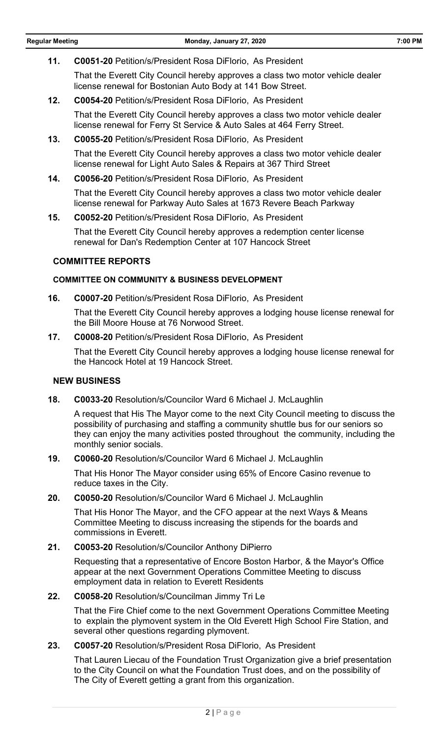**11. C0051-20** Petition/s/President Rosa DiFlorio, As President

That the Everett City Council hereby approves a class two motor vehicle dealer license renewal for Bostonian Auto Body at 141 Bow Street.

**12. C0054-20** Petition/s/President Rosa DiFlorio, As President

That the Everett City Council hereby approves a class two motor vehicle dealer license renewal for Ferry St Service & Auto Sales at 464 Ferry Street.

**13. C0055-20** Petition/s/President Rosa DiFlorio, As President

That the Everett City Council hereby approves a class two motor vehicle dealer license renewal for Light Auto Sales & Repairs at 367 Third Street

**14. C0056-20** Petition/s/President Rosa DiFlorio, As President

That the Everett City Council hereby approves a class two motor vehicle dealer license renewal for Parkway Auto Sales at 1673 Revere Beach Parkway

**15. C0052-20** Petition/s/President Rosa DiFlorio, As President

That the Everett City Council hereby approves a redemption center license renewal for Dan's Redemption Center at 107 Hancock Street

## COMMITTEE REPORTS

### COMMITTEE ON COMMUNITY & BUSINESS DEVELOPMENT

**16. C0007-20** Petition/s/President Rosa DiFlorio, As President

That the Everett City Council hereby approves a lodging house license renewal for the Bill Moore House at 76 Norwood Street.

**17. C0008-20** Petition/s/President Rosa DiFlorio, As President

That the Everett City Council hereby approves a lodging house license renewal for the Hancock Hotel at 19 Hancock Street.

## NEW BUSINESS

**18. C0033-20** Resolution/s/Councilor Ward 6 Michael J. McLaughlin

A request that His The Mayor come to the next City Council meeting to discuss the possibility of purchasing and staffing a community shuttle bus for our seniors so they can enjoy the many activities posted throughout the community, including the monthly senior socials.

**19. C0060-20** Resolution/s/Councilor Ward 6 Michael J. McLaughlin

That His Honor The Mayor consider using 65% of Encore Casino revenue to reduce taxes in the City.

**20. C0050-20** Resolution/s/Councilor Ward 6 Michael J. McLaughlin

That His Honor The Mayor, and the CFO appear at the next Ways & Means Committee Meeting to discuss increasing the stipends for the boards and commissions in Everett.

**21. C0053-20** Resolution/s/Councilor Anthony DiPierro

Requesting that a representative of Encore Boston Harbor, & the Mayor's Office appear at the next Government Operations Committee Meeting to discuss employment data in relation to Everett Residents

**22. C0058-20** Resolution/s/Councilman Jimmy Tri Le

That the Fire Chief come to the next Government Operations Committee Meeting to explain the plymovent system in the Old Everett High School Fire Station, and several other questions regarding plymovent.

**23. C0057-20** Resolution/s/President Rosa DiFlorio, As President

That Lauren Liecau of the Foundation Trust Organization give a brief presentation to the City Council on what the Foundation Trust does, and on the possibility of The City of Everett getting a grant from this organization.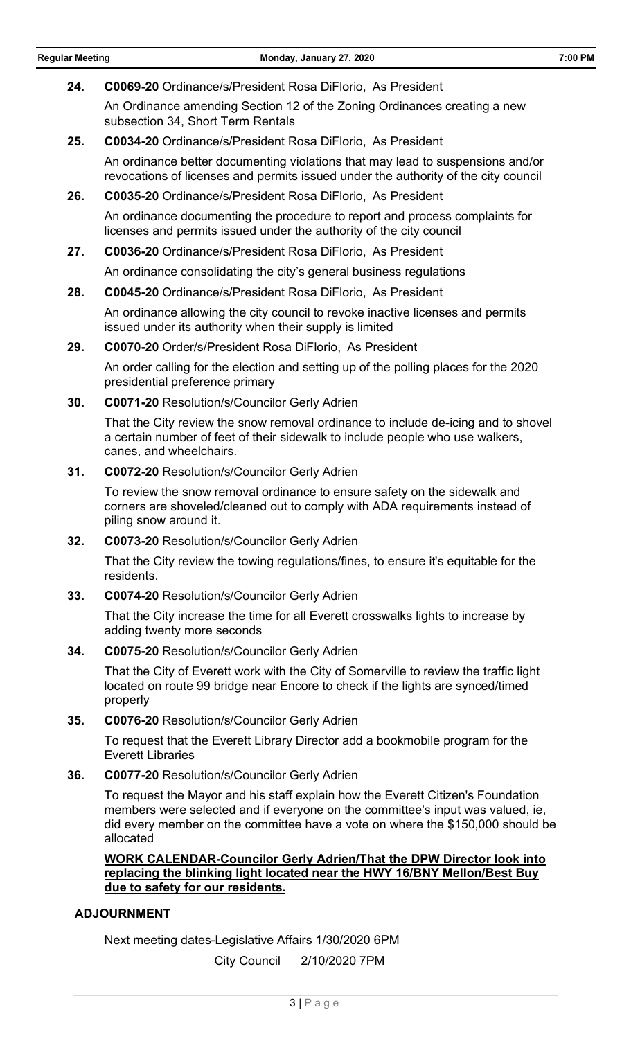**24.** **C0069-20** Ordinance/s/President Rosa DiFlorio, As President

An Ordinance amending Section 12 of the Zoning Ordinances creating a new subsection 34, Short Term Rentals

**25.** **C0034-20** Ordinance/s/President Rosa DiFlorio, As President

An ordinance better documenting violations that may lead to suspensions and/or revocations of licenses and permits issued under the authority of the city council

**26.** **C0035-20** Ordinance/s/President Rosa DiFlorio, As President

An ordinance documenting the procedure to report and process complaints for licenses and permits issued under the authority of the city council

**27.** **C0036-20** Ordinance/s/President Rosa DiFlorio, As President

An ordinance consolidating the city's general business regulations

**28.** **C0045-20** Ordinance/s/President Rosa DiFlorio, As President

An ordinance allowing the city council to revoke inactive licenses and permits issued under its authority when their supply is limited

**29.** **C0070-20** Order/s/President Rosa DiFlorio, As President

An order calling for the election and setting up of the polling places for the 2020 presidential preference primary

**30.** **C0071-20** Resolution/s/Councilor Gerly Adrien

That the City review the snow removal ordinance to include de-icing and to shovel a certain number of feet of their sidewalk to include people who use walkers, canes, and wheelchairs.

**31.** **C0072-20** Resolution/s/Councilor Gerly Adrien

To review the snow removal ordinance to ensure safety on the sidewalk and corners are shoveled/cleaned out to comply with ADA requirements instead of piling snow around it.

**32.** **C0073-20** Resolution/s/Councilor Gerly Adrien

That the City review the towing regulations/fines, to ensure it's equitable for the residents.

**33.** **C0074-20** Resolution/s/Councilor Gerly Adrien

That the City increase the time for all Everett crosswalks lights to increase by adding twenty more seconds

**34.** **C0075-20** Resolution/s/Councilor Gerly Adrien

That the City of Everett work with the City of Somerville to review the traffic light located on route 99 bridge near Encore to check if the lights are synced/timed properly

**35.** **C0076-20** Resolution/s/Councilor Gerly Adrien

To request that the Everett Library Director add a bookmobile program for the Everett Libraries

**36.** **C0077-20** Resolution/s/Councilor Gerly Adrien

To request the Mayor and his staff explain how the Everett Citizen's Foundation members were selected and if everyone on the committee's input was valued, ie, did every member on the committee have a vote on where the $150,000 should be allocated

**WORK CALENDAR-Councilor Gerly Adrien/That the DPW Director look into replacing the blinking light located near the HWY 16/BNY Mellon/Best Buy due to safety for our residents.**

## ADJOURNMENT

Next meeting dates-Legislative Affairs 1/30/2020 6PM

City Council 2/10/2020 7PM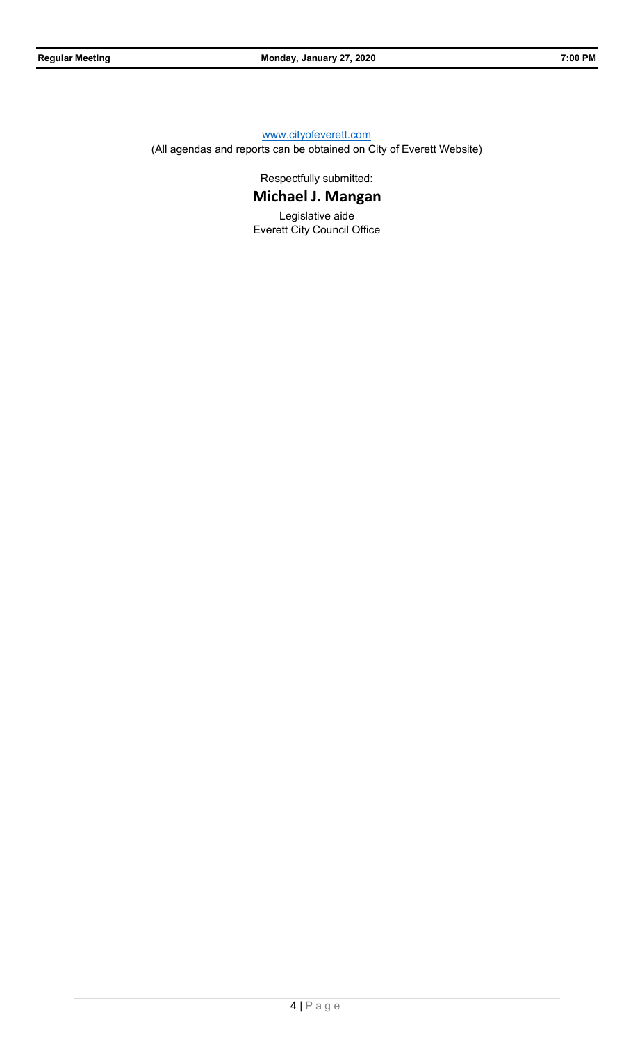www.cityofeverett.com

(All agendas and reports can be obtained on City of Everett Website)

Respectfully submitted:

**Michael J. Mangan**

Legislative aide

Everett City Council Office